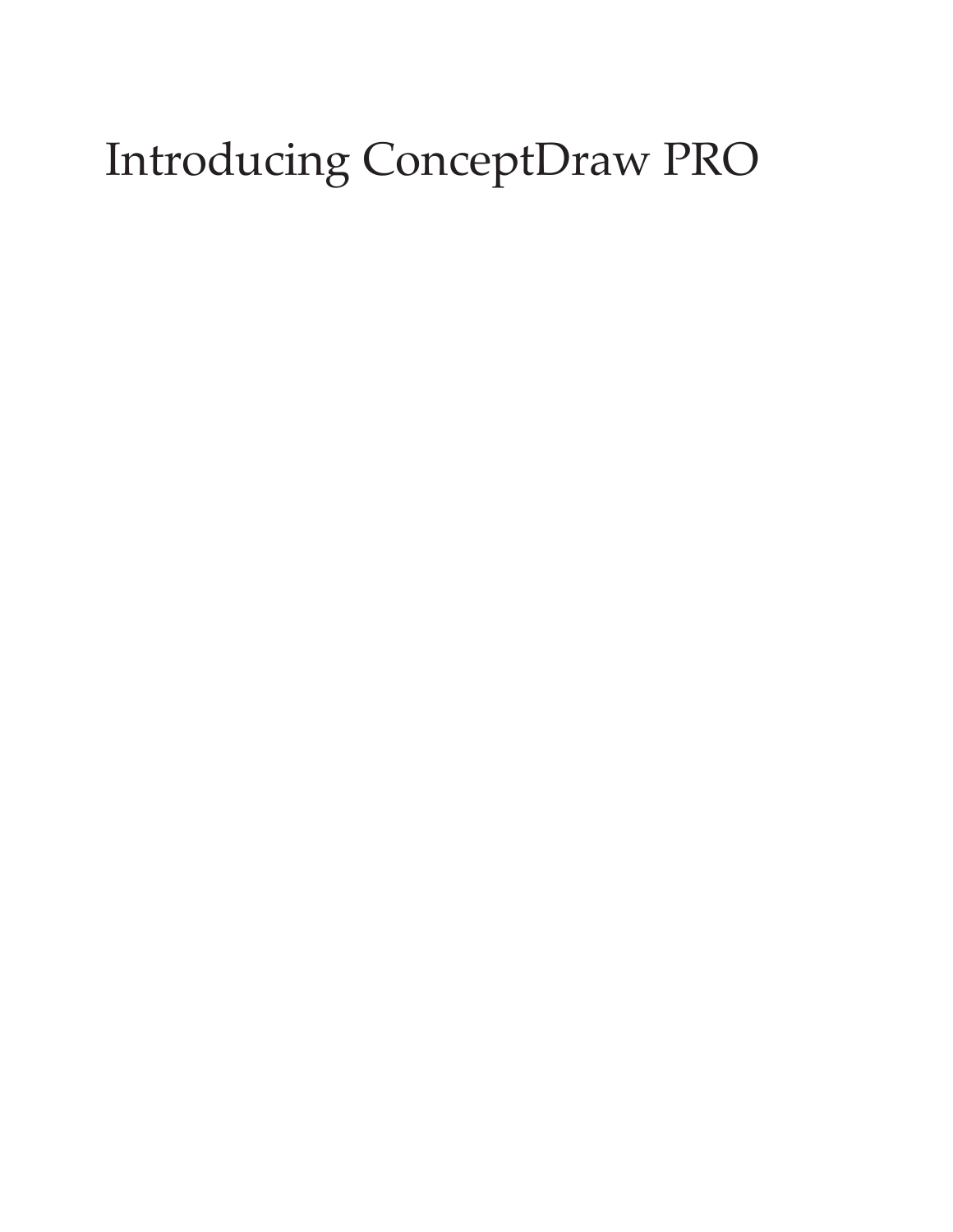# Introducing ConceptDraw PRO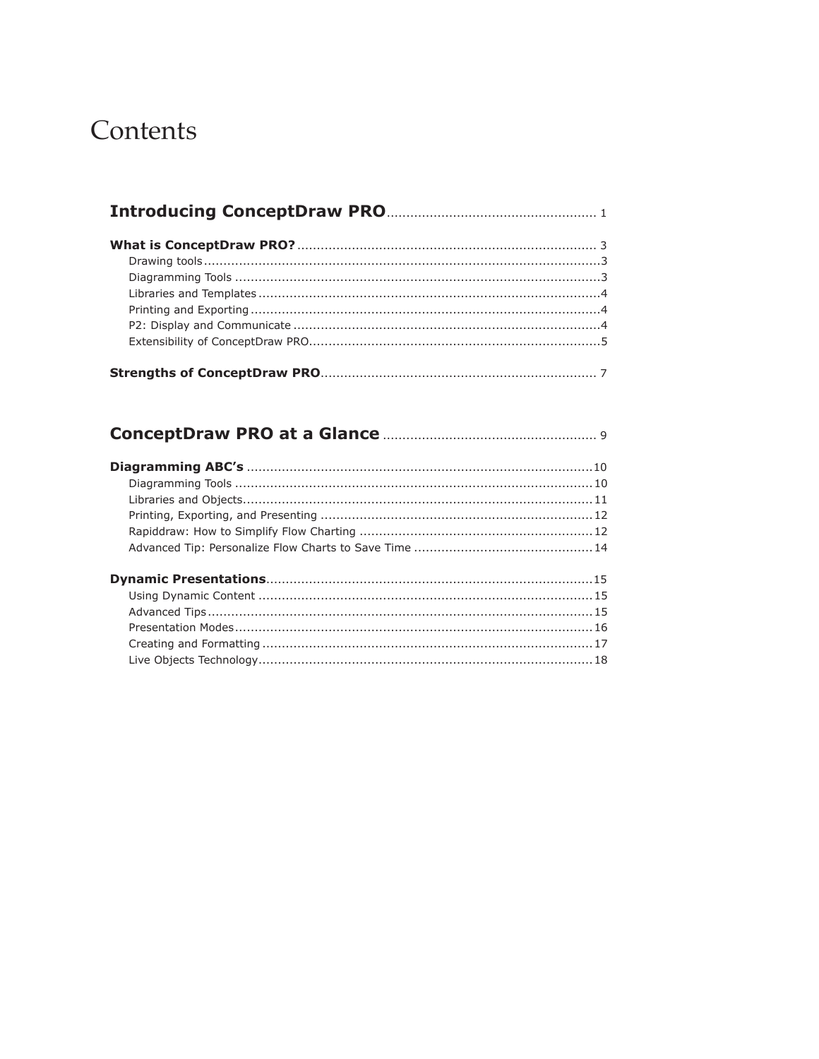# Contents

**Introducing ConceptDraw PRO** ..................................................... 1

**What is ConceptDraw PRO?** ............................................................................ 3

- Drawing tools ......................................................................................................3
- Diagramming Tools .............................................................................................3
- Libraries and Templates ........................................................................................4
- Printing and Exporting .........................................................................................4
- P2: Display and Communicate ..............................................................................4
- Extensibility of ConceptDraw PRO...........................................................................5

**Strengths of ConceptDraw PRO**....................................................................... 7

**ConceptDraw PRO at a Glance** ...................................................... 9

**Diagramming ABC's** ........................................................................................10

- Diagramming Tools ...........................................................................................10
- Libraries and Objects..........................................................................................11
- Printing, Exporting, and Presenting .....................................................................12
- Rapiddraw: How to Simplify Flow Charting ............................................................12
- Advanced Tip: Personalize Flow Charts to Save Time ..............................................14

**Dynamic Presentations**...................................................................................15

- Using Dynamic Content .....................................................................................15
- Advanced Tips ..................................................................................................15
- Presentation Modes ...........................................................................................16
- Creating and Formatting ....................................................................................17
- Live Objects Technology .....................................................................................18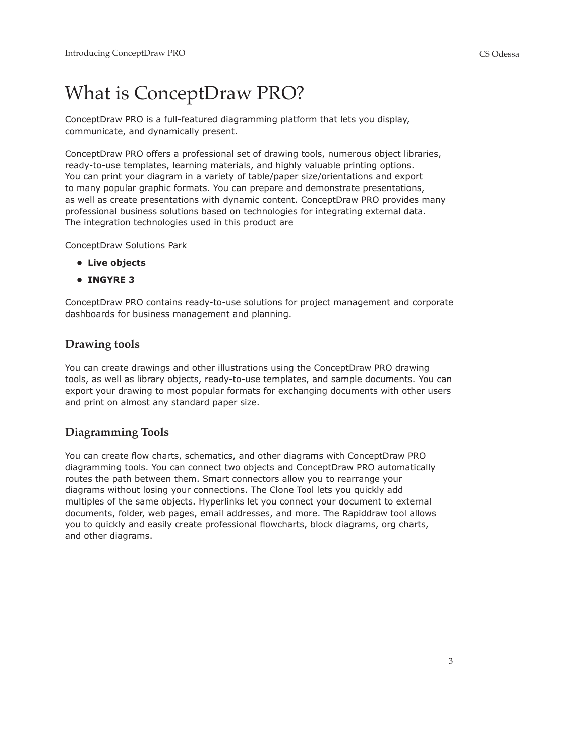# What is ConceptDraw PRO?

ConceptDraw PRO is a full-featured diagramming platform that lets you display, communicate, and dynamically present.

ConceptDraw PRO offers a professional set of drawing tools, numerous object libraries, ready-to-use templates, learning materials, and highly valuable printing options. You can print your diagram in a variety of table/paper size/orientations and export to many popular graphic formats. You can prepare and demonstrate presentations, as well as create presentations with dynamic content. ConceptDraw PRO provides many professional business solutions based on technologies for integrating external data. The integration technologies used in this product are

ConceptDraw Solutions Park

- **Live objects**
- **INGYRE 3**

ConceptDraw PRO contains ready-to-use solutions for project management and corporate dashboards for business management and planning.

## Drawing tools

You can create drawings and other illustrations using the ConceptDraw PRO drawing tools, as well as library objects, ready-to-use templates, and sample documents. You can export your drawing to most popular formats for exchanging documents with other users and print on almost any standard paper size.

## Diagramming Tools

You can create flow charts, schematics, and other diagrams with ConceptDraw PRO diagramming tools. You can connect two objects and ConceptDraw PRO automatically routes the path between them. Smart connectors allow you to rearrange your diagrams without losing your connections. The Clone Tool lets you quickly add multiples of the same objects. Hyperlinks let you connect your document to external documents, folder, web pages, email addresses, and more. The Rapiddraw tool allows you to quickly and easily create professional flowcharts, block diagrams, org charts, and other diagrams.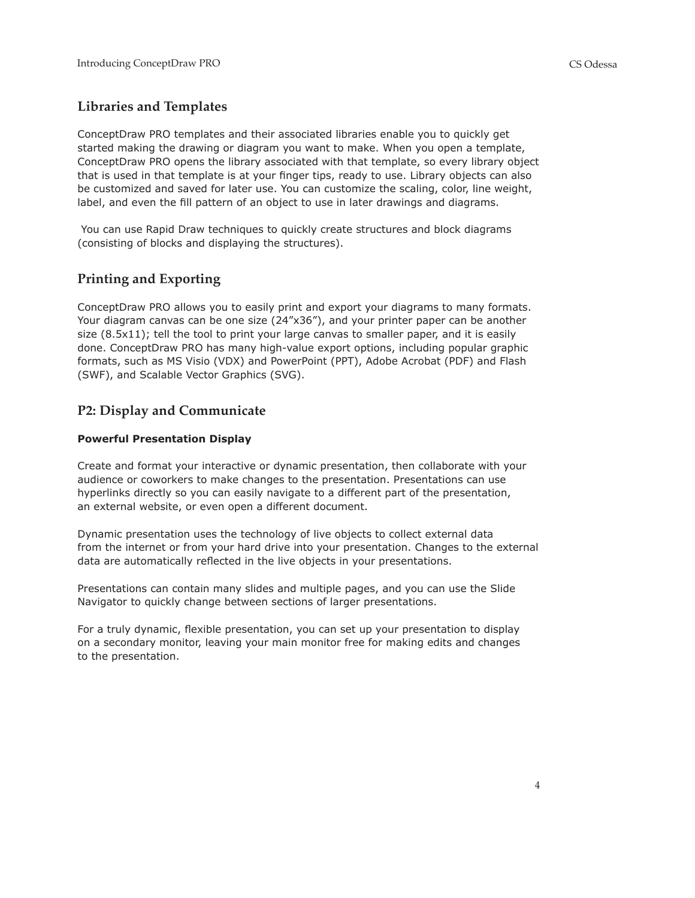## Libraries and Templates

ConceptDraw PRO templates and their associated libraries enable you to quickly get started making the drawing or diagram you want to make. When you open a template, ConceptDraw PRO opens the library associated with that template, so every library object that is used in that template is at your finger tips, ready to use. Library objects can also be customized and saved for later use. You can customize the scaling, color, line weight, label, and even the fill pattern of an object to use in later drawings and diagrams.

You can use Rapid Draw techniques to quickly create structures and block diagrams (consisting of blocks and displaying the structures).

## Printing and Exporting

ConceptDraw PRO allows you to easily print and export your diagrams to many formats. Your diagram canvas can be one size (24”x36”), and your printer paper can be another size (8.5x11); tell the tool to print your large canvas to smaller paper, and it is easily done. ConceptDraw PRO has many high-value export options, including popular graphic formats, such as MS Visio (VDX) and PowerPoint (PPT), Adobe Acrobat (PDF) and Flash (SWF), and Scalable Vector Graphics (SVG).

## P2: Display and Communicate

**Powerful Presentation Display**

Create and format your interactive or dynamic presentation, then collaborate with your audience or coworkers to make changes to the presentation. Presentations can use hyperlinks directly so you can easily navigate to a different part of the presentation, an external website, or even open a different document.

Dynamic presentation uses the technology of live objects to collect external data from the internet or from your hard drive into your presentation. Changes to the external data are automatically reflected in the live objects in your presentations.

Presentations can contain many slides and multiple pages, and you can use the Slide Navigator to quickly change between sections of larger presentations.

For a truly dynamic, flexible presentation, you can set up your presentation to display on a secondary monitor, leaving your main monitor free for making edits and changes to the presentation.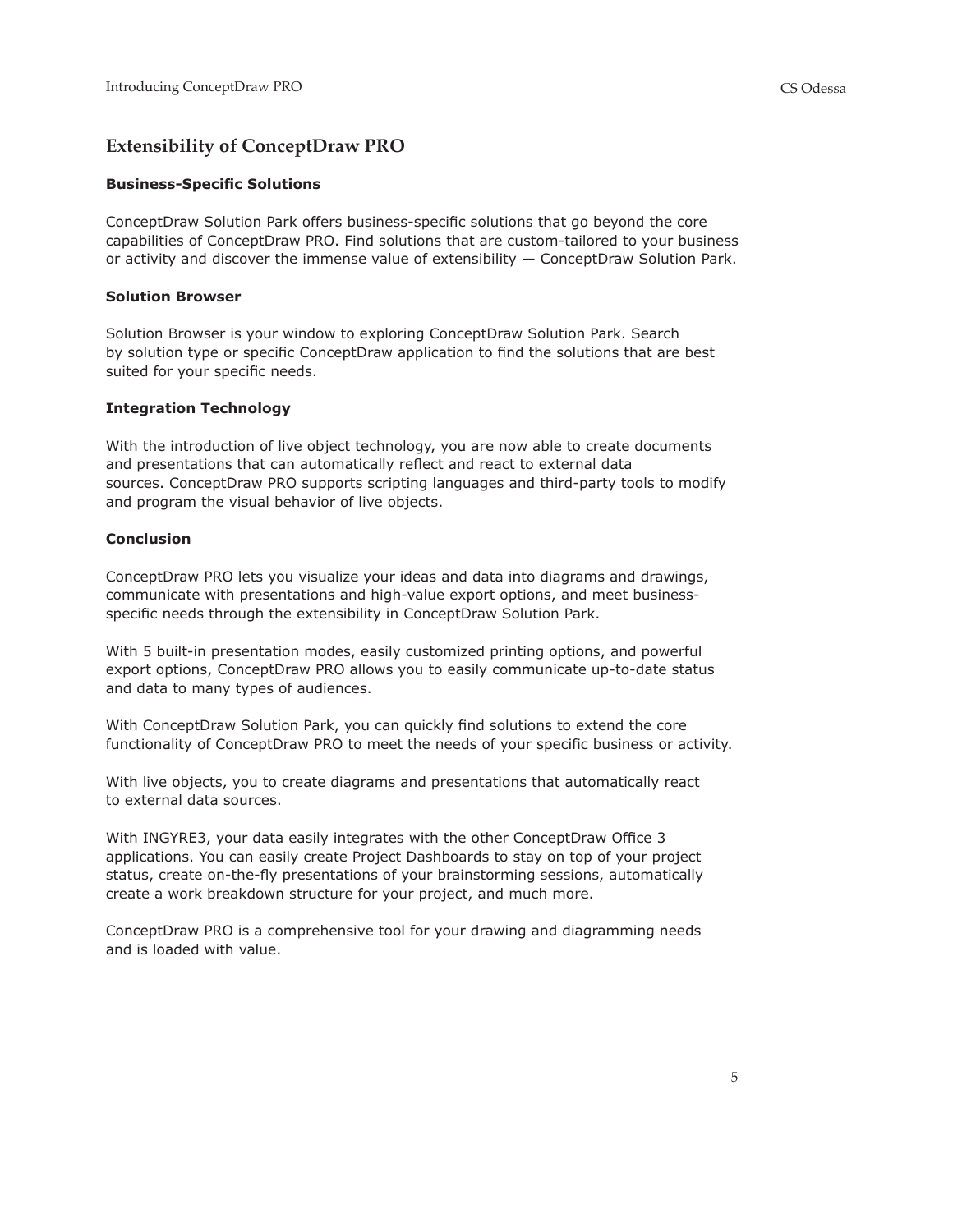## Extensibility of ConceptDraw PRO

### Business-Specific Solutions

ConceptDraw Solution Park offers business-specific solutions that go beyond the core capabilities of ConceptDraw PRO. Find solutions that are custom-tailored to your business or activity and discover the immense value of extensibility — ConceptDraw Solution Park.

### Solution Browser

Solution Browser is your window to exploring ConceptDraw Solution Park. Search by solution type or specific ConceptDraw application to find the solutions that are best suited for your specific needs.

### Integration Technology

With the introduction of live object technology, you are now able to create documents and presentations that can automatically reflect and react to external data sources. ConceptDraw PRO supports scripting languages and third-party tools to modify and program the visual behavior of live objects.

### Conclusion

ConceptDraw PRO lets you visualize your ideas and data into diagrams and drawings, communicate with presentations and high-value export options, and meet business-specific needs through the extensibility in ConceptDraw Solution Park.

With 5 built-in presentation modes, easily customized printing options, and powerful export options, ConceptDraw PRO allows you to easily communicate up-to-date status and data to many types of audiences.

With ConceptDraw Solution Park, you can quickly find solutions to extend the core functionality of ConceptDraw PRO to meet the needs of your specific business or activity.

With live objects, you to create diagrams and presentations that automatically react to external data sources.

With INGYRE3, your data easily integrates with the other ConceptDraw Office 3 applications. You can easily create Project Dashboards to stay on top of your project status, create on-the-fly presentations of your brainstorming sessions, automatically create a work breakdown structure for your project, and much more.

ConceptDraw PRO is a comprehensive tool for your drawing and diagramming needs and is loaded with value.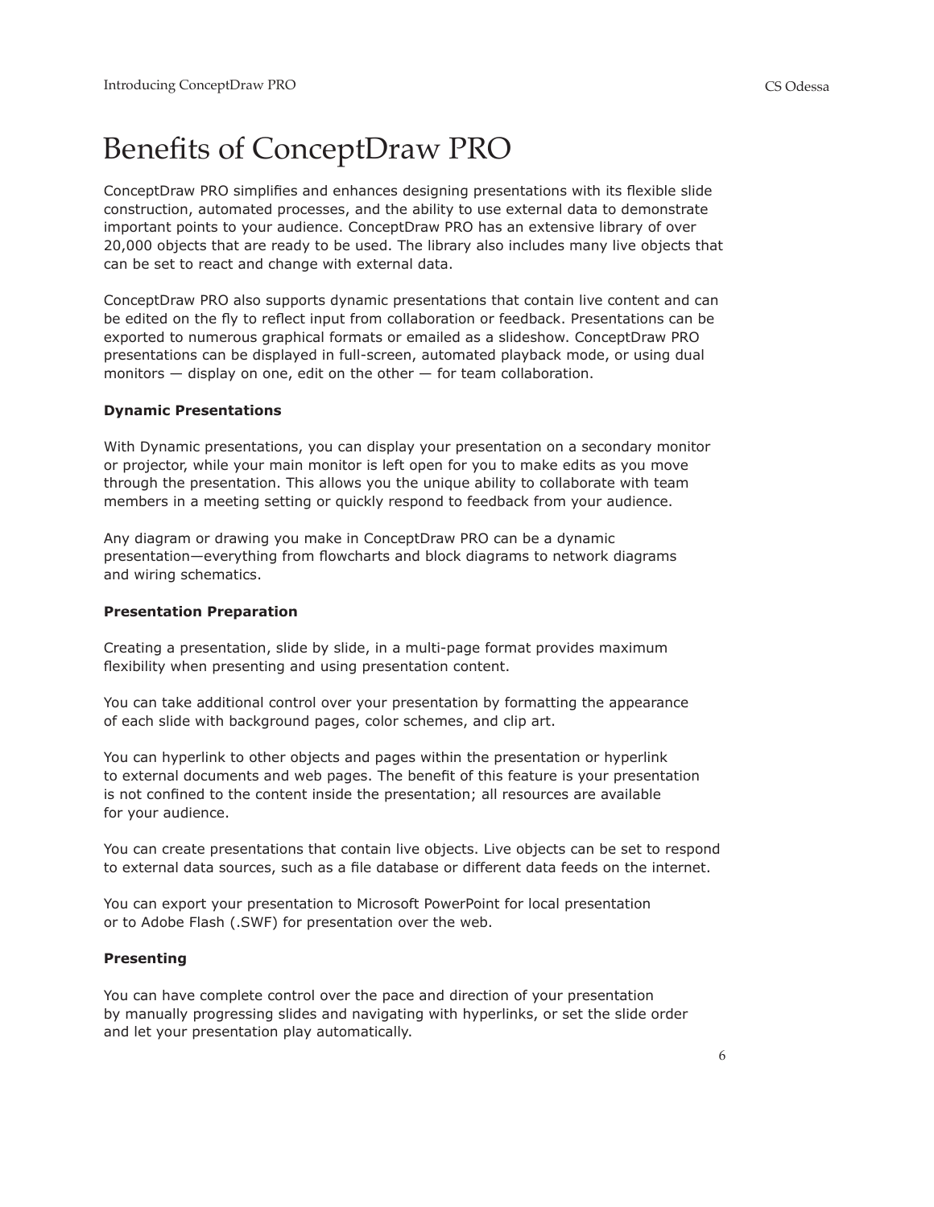# Benefits of ConceptDraw PRO

ConceptDraw PRO simplifies and enhances designing presentations with its flexible slide construction, automated processes, and the ability to use external data to demonstrate important points to your audience. ConceptDraw PRO has an extensive library of over 20,000 objects that are ready to be used. The library also includes many live objects that can be set to react and change with external data.

ConceptDraw PRO also supports dynamic presentations that contain live content and can be edited on the fly to reflect input from collaboration or feedback. Presentations can be exported to numerous graphical formats or emailed as a slideshow. ConceptDraw PRO presentations can be displayed in full-screen, automated playback mode, or using dual monitors — display on one, edit on the other — for team collaboration.

**Dynamic Presentations**

With Dynamic presentations, you can display your presentation on a secondary monitor or projector, while your main monitor is left open for you to make edits as you move through the presentation. This allows you the unique ability to collaborate with team members in a meeting setting or quickly respond to feedback from your audience.

Any diagram or drawing you make in ConceptDraw PRO can be a dynamic presentation—everything from flowcharts and block diagrams to network diagrams and wiring schematics.

**Presentation Preparation**

Creating a presentation, slide by slide, in a multi-page format provides maximum flexibility when presenting and using presentation content.

You can take additional control over your presentation by formatting the appearance of each slide with background pages, color schemes, and clip art.

You can hyperlink to other objects and pages within the presentation or hyperlink to external documents and web pages. The benefit of this feature is your presentation is not confined to the content inside the presentation; all resources are available for your audience.

You can create presentations that contain live objects. Live objects can be set to respond to external data sources, such as a file database or different data feeds on the internet.

You can export your presentation to Microsoft PowerPoint for local presentation or to Adobe Flash (.SWF) for presentation over the web.

**Presenting**

You can have complete control over the pace and direction of your presentation by manually progressing slides and navigating with hyperlinks, or set the slide order and let your presentation play automatically.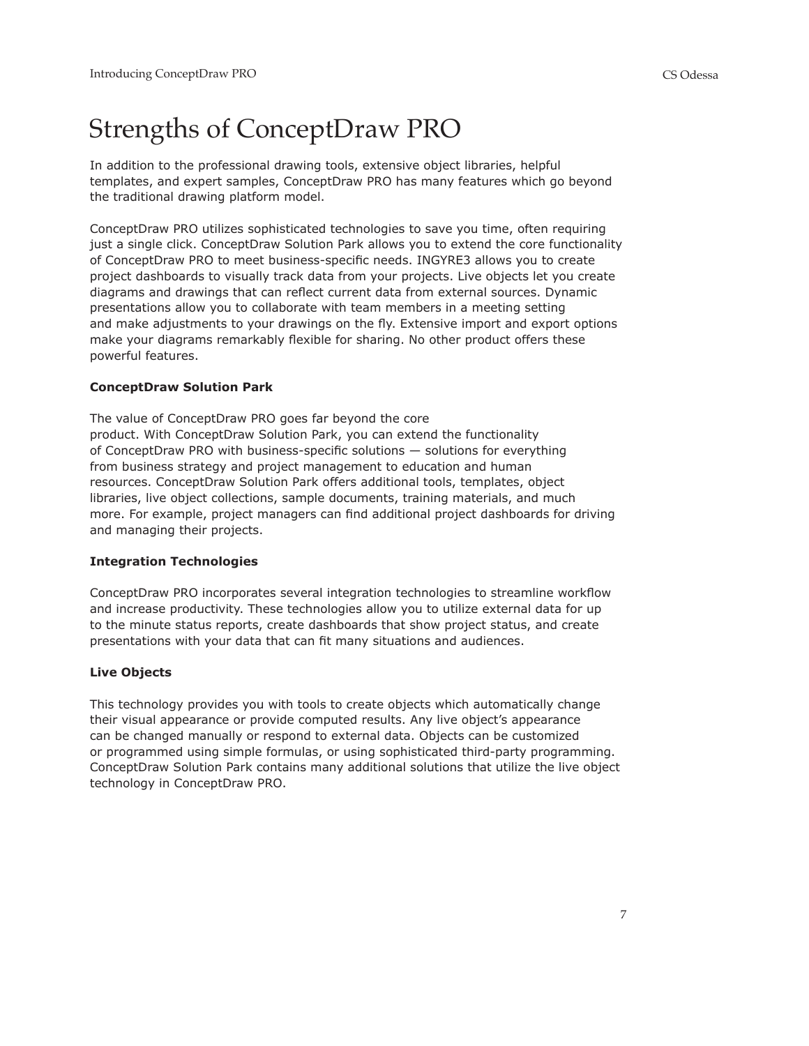# Strengths of ConceptDraw PRO

In addition to the professional drawing tools, extensive object libraries, helpful templates, and expert samples, ConceptDraw PRO has many features which go beyond the traditional drawing platform model.

ConceptDraw PRO utilizes sophisticated technologies to save you time, often requiring just a single click. ConceptDraw Solution Park allows you to extend the core functionality of ConceptDraw PRO to meet business-specific needs. INGYRE3 allows you to create project dashboards to visually track data from your projects. Live objects let you create diagrams and drawings that can reflect current data from external sources. Dynamic presentations allow you to collaborate with team members in a meeting setting and make adjustments to your drawings on the fly. Extensive import and export options make your diagrams remarkably flexible for sharing. No other product offers these powerful features.

**ConceptDraw Solution Park**

The value of ConceptDraw PRO goes far beyond the core product. With ConceptDraw Solution Park, you can extend the functionality of ConceptDraw PRO with business-specific solutions — solutions for everything from business strategy and project management to education and human resources. ConceptDraw Solution Park offers additional tools, templates, object libraries, live object collections, sample documents, training materials, and much more. For example, project managers can find additional project dashboards for driving and managing their projects.

**Integration Technologies**

ConceptDraw PRO incorporates several integration technologies to streamline workflow and increase productivity. These technologies allow you to utilize external data for up to the minute status reports, create dashboards that show project status, and create presentations with your data that can fit many situations and audiences.

**Live Objects**

This technology provides you with tools to create objects which automatically change their visual appearance or provide computed results. Any live object's appearance can be changed manually or respond to external data. Objects can be customized or programmed using simple formulas, or using sophisticated third-party programming. ConceptDraw Solution Park contains many additional solutions that utilize the live object technology in ConceptDraw PRO.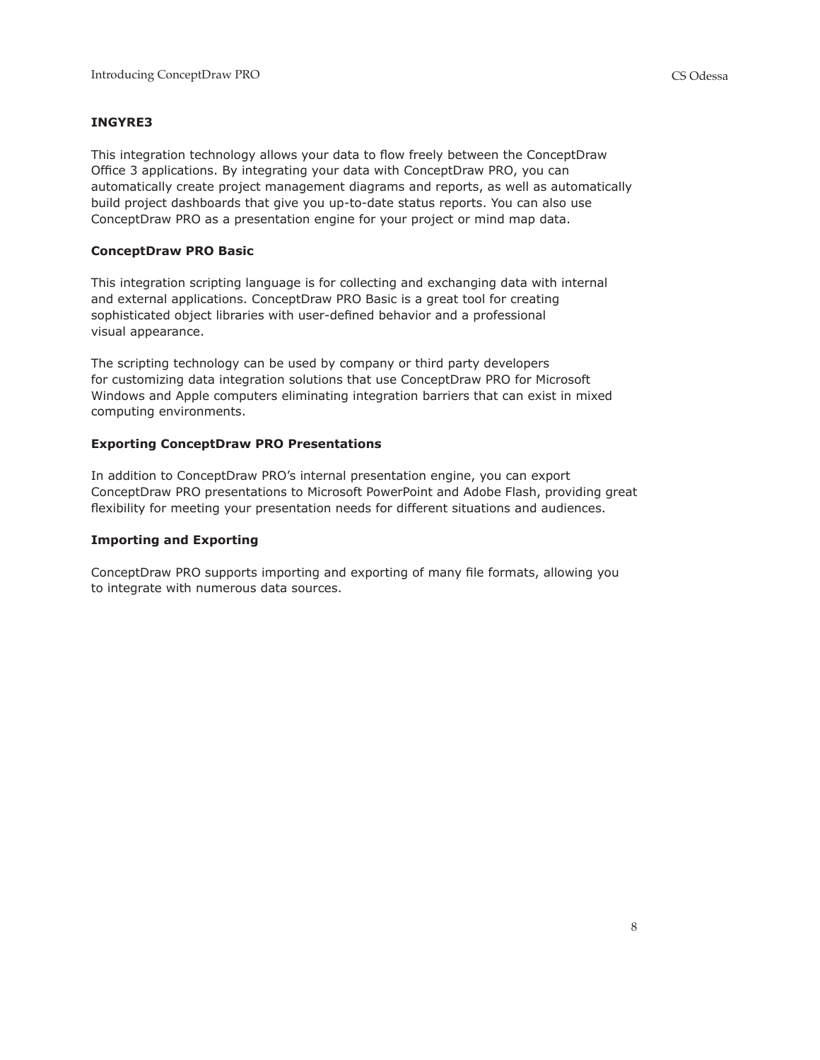### INGYRE3

This integration technology allows your data to flow freely between the ConceptDraw Office 3 applications. By integrating your data with ConceptDraw PRO, you can automatically create project management diagrams and reports, as well as automatically build project dashboards that give you up-to-date status reports. You can also use ConceptDraw PRO as a presentation engine for your project or mind map data.

### ConceptDraw PRO Basic

This integration scripting language is for collecting and exchanging data with internal and external applications. ConceptDraw PRO Basic is a great tool for creating sophisticated object libraries with user-defined behavior and a professional visual appearance.

The scripting technology can be used by company or third party developers for customizing data integration solutions that use ConceptDraw PRO for Microsoft Windows and Apple computers eliminating integration barriers that can exist in mixed computing environments.

### Exporting ConceptDraw PRO Presentations

In addition to ConceptDraw PRO's internal presentation engine, you can export ConceptDraw PRO presentations to Microsoft PowerPoint and Adobe Flash, providing great flexibility for meeting your presentation needs for different situations and audiences.

### Importing and Exporting

ConceptDraw PRO supports importing and exporting of many file formats, allowing you to integrate with numerous data sources.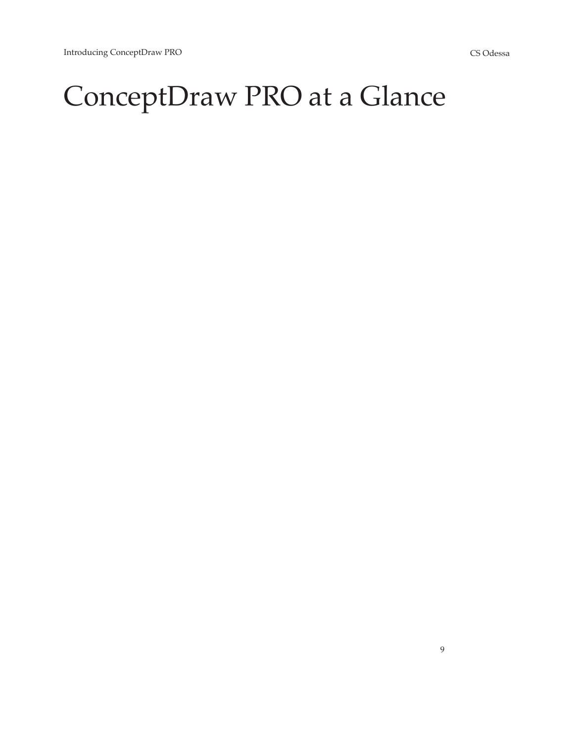# ConceptDraw PRO at a Glance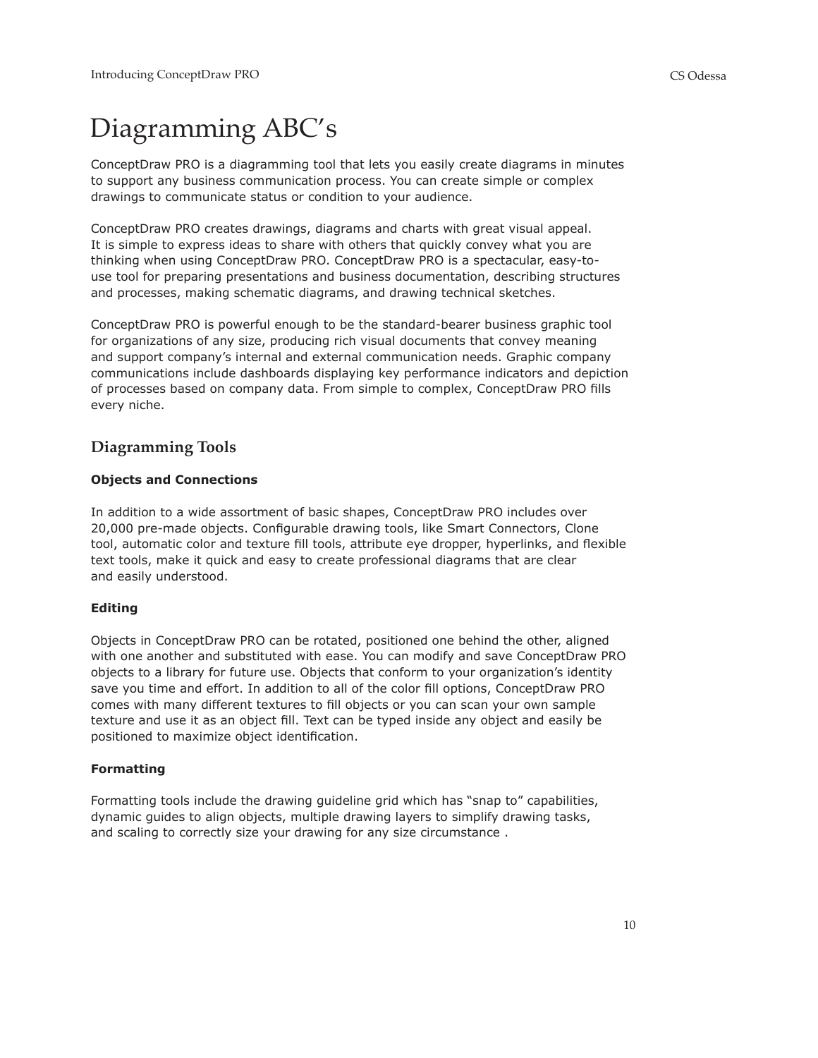# Diagramming ABC's

ConceptDraw PRO is a diagramming tool that lets you easily create diagrams in minutes to support any business communication process. You can create simple or complex drawings to communicate status or condition to your audience.

ConceptDraw PRO creates drawings, diagrams and charts with great visual appeal. It is simple to express ideas to share with others that quickly convey what you are thinking when using ConceptDraw PRO. ConceptDraw PRO is a spectacular, easy-to-use tool for preparing presentations and business documentation, describing structures and processes, making schematic diagrams, and drawing technical sketches.

ConceptDraw PRO is powerful enough to be the standard-bearer business graphic tool for organizations of any size, producing rich visual documents that convey meaning and support company's internal and external communication needs. Graphic company communications include dashboards displaying key performance indicators and depiction of processes based on company data. From simple to complex, ConceptDraw PRO fills every niche.

## Diagramming Tools

### Objects and Connections

In addition to a wide assortment of basic shapes, ConceptDraw PRO includes over 20,000 pre-made objects. Configurable drawing tools, like Smart Connectors, Clone tool, automatic color and texture fill tools, attribute eye dropper, hyperlinks, and flexible text tools, make it quick and easy to create professional diagrams that are clear and easily understood.

### Editing

Objects in ConceptDraw PRO can be rotated, positioned one behind the other, aligned with one another and substituted with ease. You can modify and save ConceptDraw PRO objects to a library for future use. Objects that conform to your organization's identity save you time and effort. In addition to all of the color fill options, ConceptDraw PRO comes with many different textures to fill objects or you can scan your own sample texture and use it as an object fill. Text can be typed inside any object and easily be positioned to maximize object identification.

### Formatting

Formatting tools include the drawing guideline grid which has "snap to" capabilities, dynamic guides to align objects, multiple drawing layers to simplify drawing tasks, and scaling to correctly size your drawing for any size circumstance .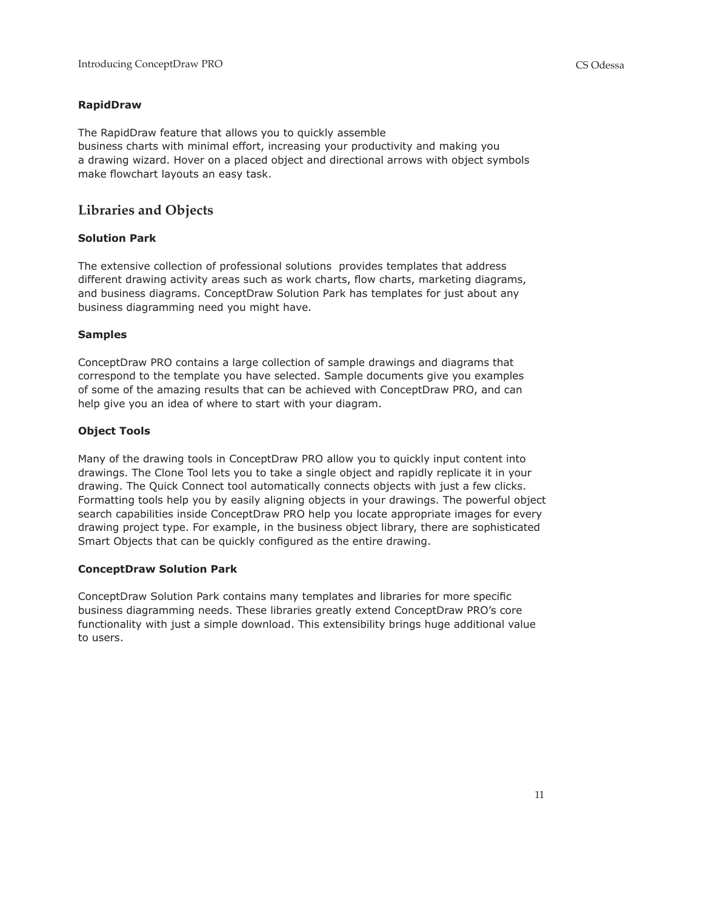**RapidDraw**

The RapidDraw feature that allows you to quickly assemble business charts with minimal effort, increasing your productivity and making you a drawing wizard. Hover on a placed object and directional arrows with object symbols make flowchart layouts an easy task.

## Libraries and Objects

**Solution Park**

The extensive collection of professional solutions provides templates that address different drawing activity areas such as work charts, flow charts, marketing diagrams, and business diagrams. ConceptDraw Solution Park has templates for just about any business diagramming need you might have.

**Samples**

ConceptDraw PRO contains a large collection of sample drawings and diagrams that correspond to the template you have selected. Sample documents give you examples of some of the amazing results that can be achieved with ConceptDraw PRO, and can help give you an idea of where to start with your diagram.

**Object Tools**

Many of the drawing tools in ConceptDraw PRO allow you to quickly input content into drawings. The Clone Tool lets you to take a single object and rapidly replicate it in your drawing. The Quick Connect tool automatically connects objects with just a few clicks. Formatting tools help you by easily aligning objects in your drawings. The powerful object search capabilities inside ConceptDraw PRO help you locate appropriate images for every drawing project type. For example, in the business object library, there are sophisticated Smart Objects that can be quickly configured as the entire drawing.

**ConceptDraw Solution Park**

ConceptDraw Solution Park contains many templates and libraries for more specific business diagramming needs. These libraries greatly extend ConceptDraw PRO's core functionality with just a simple download. This extensibility brings huge additional value to users.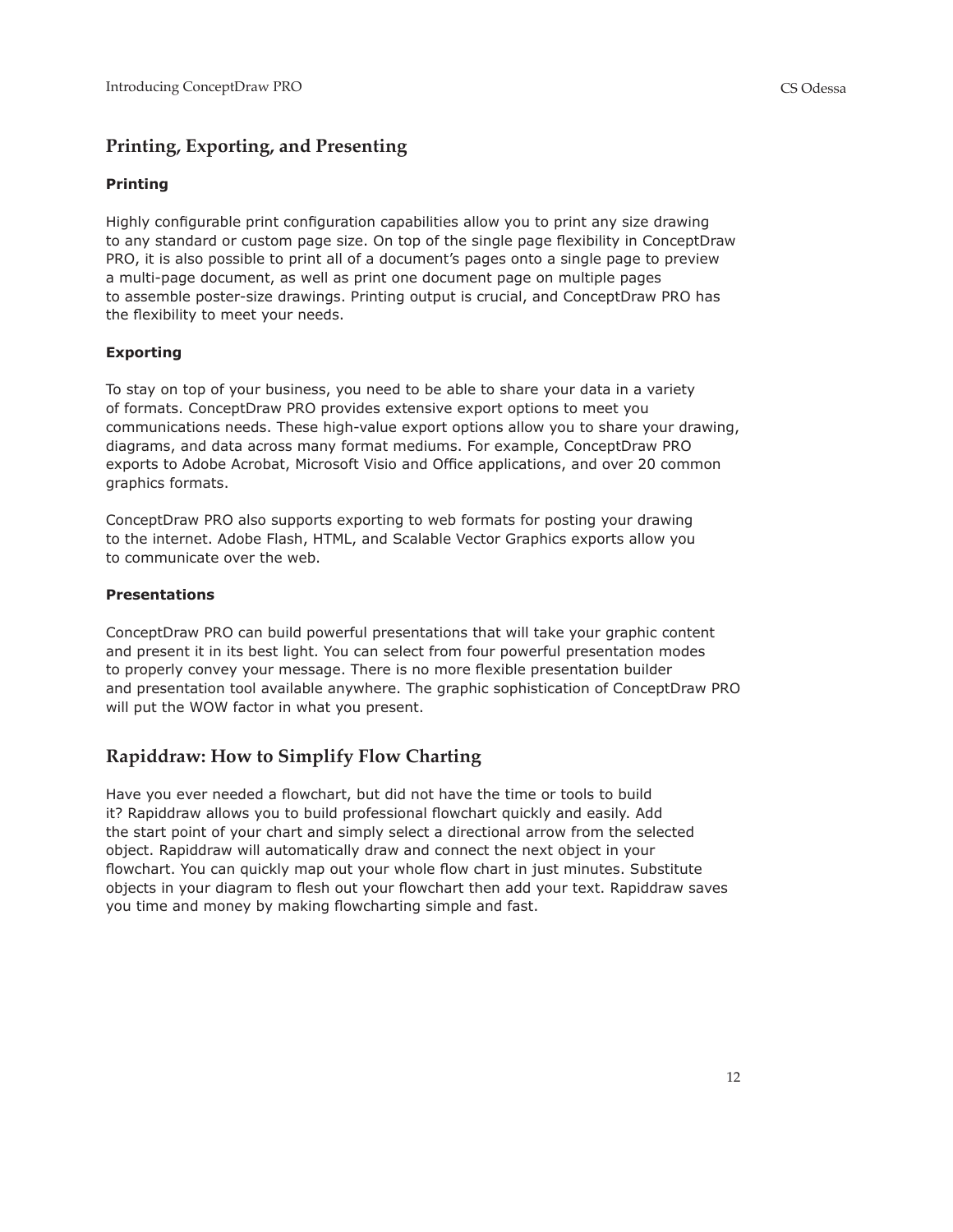## Printing, Exporting, and Presenting

### Printing

Highly configurable print configuration capabilities allow you to print any size drawing to any standard or custom page size. On top of the single page flexibility in ConceptDraw PRO, it is also possible to print all of a document's pages onto a single page to preview a multi-page document, as well as print one document page on multiple pages to assemble poster-size drawings. Printing output is crucial, and ConceptDraw PRO has the flexibility to meet your needs.

### Exporting

To stay on top of your business, you need to be able to share your data in a variety of formats. ConceptDraw PRO provides extensive export options to meet you communications needs. These high-value export options allow you to share your drawing, diagrams, and data across many format mediums. For example, ConceptDraw PRO exports to Adobe Acrobat, Microsoft Visio and Office applications, and over 20 common graphics formats.

ConceptDraw PRO also supports exporting to web formats for posting your drawing to the internet. Adobe Flash, HTML, and Scalable Vector Graphics exports allow you to communicate over the web.

### Presentations

ConceptDraw PRO can build powerful presentations that will take your graphic content and present it in its best light. You can select from four powerful presentation modes to properly convey your message. There is no more flexible presentation builder and presentation tool available anywhere. The graphic sophistication of ConceptDraw PRO will put the WOW factor in what you present.

## Rapiddraw: How to Simplify Flow Charting

Have you ever needed a flowchart, but did not have the time or tools to build it? Rapiddraw allows you to build professional flowchart quickly and easily. Add the start point of your chart and simply select a directional arrow from the selected object. Rapiddraw will automatically draw and connect the next object in your flowchart. You can quickly map out your whole flow chart in just minutes. Substitute objects in your diagram to flesh out your flowchart then add your text. Rapiddraw saves you time and money by making flowcharting simple and fast.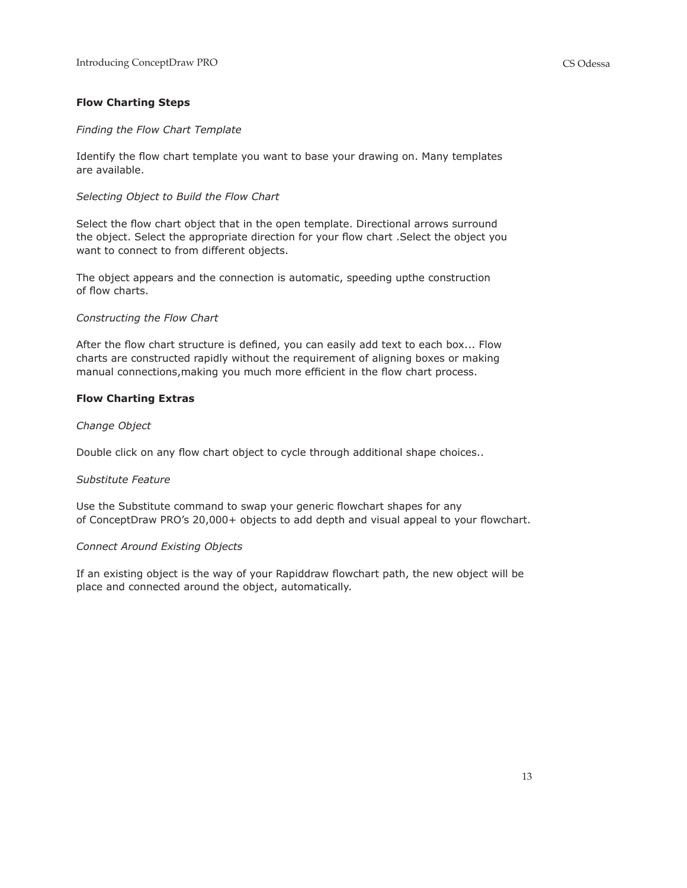**Flow Charting Steps**

*Finding the Flow Chart Template*

Identify the flow chart template you want to base your drawing on. Many templates are available.

*Selecting Object to Build the Flow Chart*

Select the flow chart object that in the open template. Directional arrows surround the object. Select the appropriate direction for your flow chart .Select the object you want to connect to from different objects.

The object appears and the connection is automatic, speeding upthe construction of flow charts.

*Constructing the Flow Chart*

After the flow chart structure is defined, you can easily add text to each box... Flow charts are constructed rapidly without the requirement of aligning boxes or making manual connections,making you much more efficient in the flow chart process.

**Flow Charting Extras**

*Change Object*

Double click on any flow chart object to cycle through additional shape choices..

*Substitute Feature*

Use the Substitute command to swap your generic flowchart shapes for any of ConceptDraw PRO's 20,000+ objects to add depth and visual appeal to your flowchart.

*Connect Around Existing Objects*

If an existing object is the way of your Rapiddraw flowchart path, the new object will be place and connected around the object, automatically.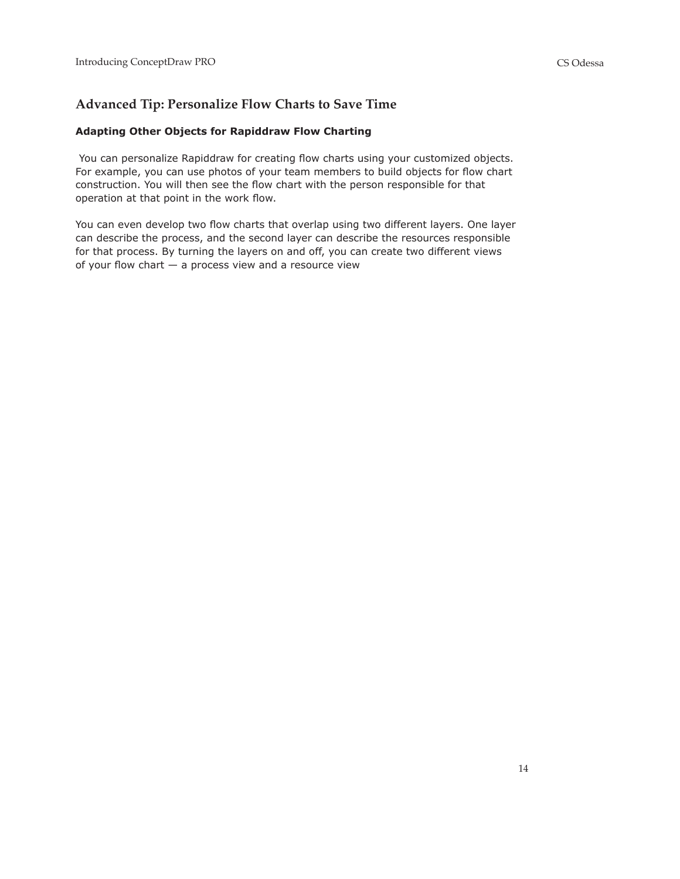## Advanced Tip: Personalize Flow Charts to Save Time

### Adapting Other Objects for Rapiddraw Flow Charting

You can personalize Rapiddraw for creating flow charts using your customized objects. For example, you can use photos of your team members to build objects for flow chart construction. You will then see the flow chart with the person responsible for that operation at that point in the work flow.

You can even develop two flow charts that overlap using two different layers. One layer can describe the process, and the second layer can describe the resources responsible for that process. By turning the layers on and off, you can create two different views of your flow chart — a process view and a resource view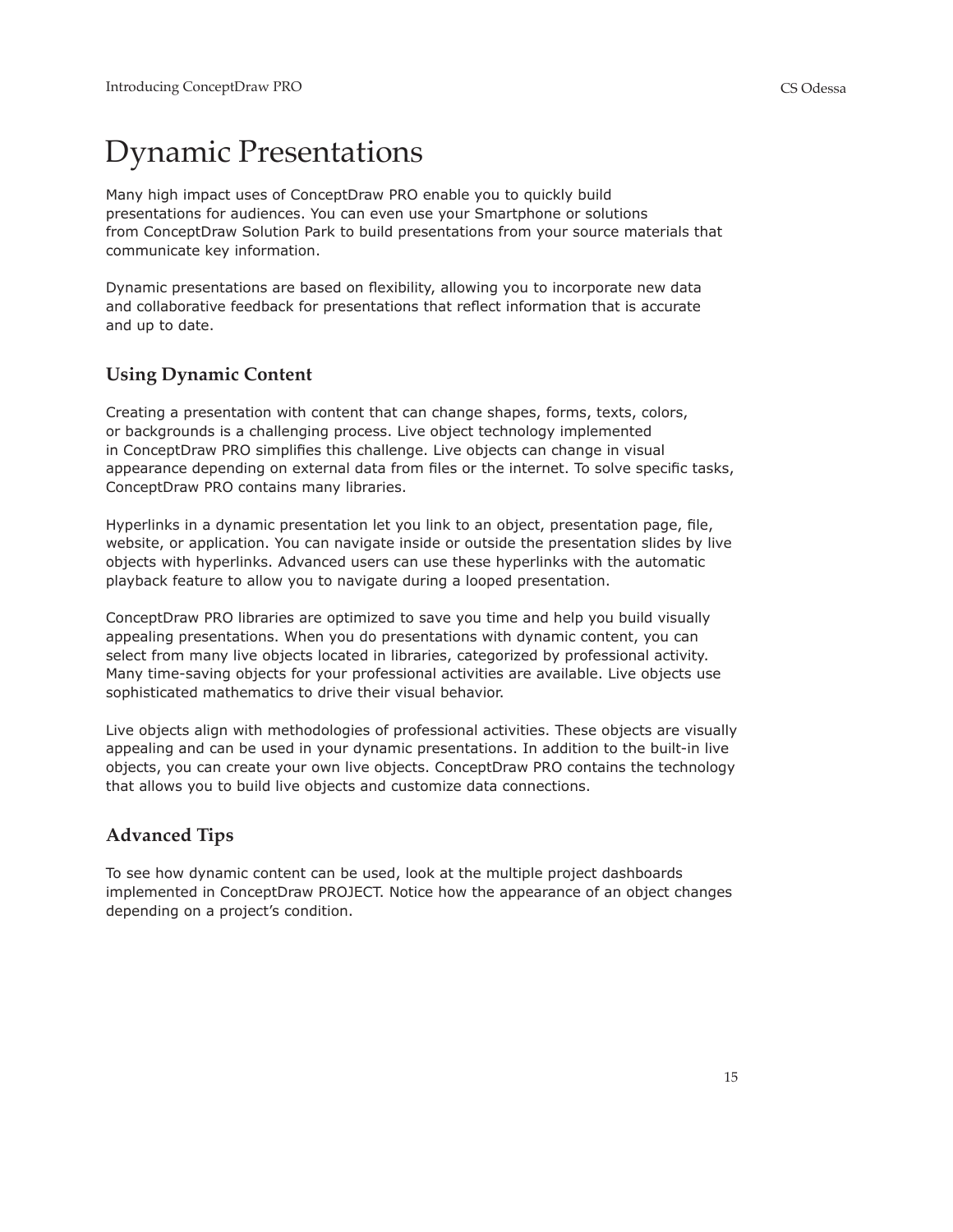# Dynamic Presentations

Many high impact uses of ConceptDraw PRO enable you to quickly build presentations for audiences. You can even use your Smartphone or solutions from ConceptDraw Solution Park to build presentations from your source materials that communicate key information.

Dynamic presentations are based on flexibility, allowing you to incorporate new data and collaborative feedback for presentations that reflect information that is accurate and up to date.

## Using Dynamic Content

Creating a presentation with content that can change shapes, forms, texts, colors, or backgrounds is a challenging process. Live object technology implemented in ConceptDraw PRO simplifies this challenge. Live objects can change in visual appearance depending on external data from files or the internet. To solve specific tasks, ConceptDraw PRO contains many libraries.

Hyperlinks in a dynamic presentation let you link to an object, presentation page, file, website, or application. You can navigate inside or outside the presentation slides by live objects with hyperlinks. Advanced users can use these hyperlinks with the automatic playback feature to allow you to navigate during a looped presentation.

ConceptDraw PRO libraries are optimized to save you time and help you build visually appealing presentations. When you do presentations with dynamic content, you can select from many live objects located in libraries, categorized by professional activity. Many time-saving objects for your professional activities are available. Live objects use sophisticated mathematics to drive their visual behavior.

Live objects align with methodologies of professional activities. These objects are visually appealing and can be used in your dynamic presentations. In addition to the built-in live objects, you can create your own live objects. ConceptDraw PRO contains the technology that allows you to build live objects and customize data connections.

## Advanced Tips

To see how dynamic content can be used, look at the multiple project dashboards implemented in ConceptDraw PROJECT. Notice how the appearance of an object changes depending on a project's condition.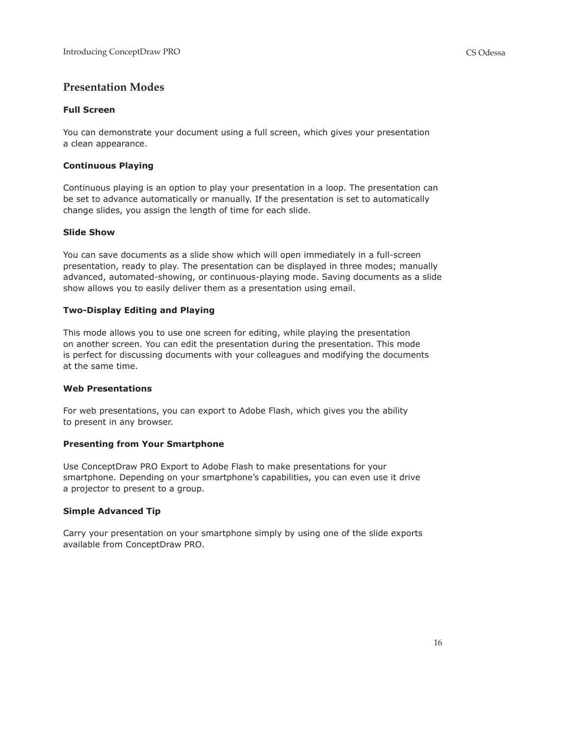## Presentation Modes

### Full Screen

You can demonstrate your document using a full screen, which gives your presentation a clean appearance.

### Continuous Playing

Continuous playing is an option to play your presentation in a loop. The presentation can be set to advance automatically or manually. If the presentation is set to automatically change slides, you assign the length of time for each slide.

### Slide Show

You can save documents as a slide show which will open immediately in a full-screen presentation, ready to play. The presentation can be displayed in three modes; manually advanced, automated-showing, or continuous-playing mode. Saving documents as a slide show allows you to easily deliver them as a presentation using email.

### Two-Display Editing and Playing

This mode allows you to use one screen for editing, while playing the presentation on another screen. You can edit the presentation during the presentation. This mode is perfect for discussing documents with your colleagues and modifying the documents at the same time.

### Web Presentations

For web presentations, you can export to Adobe Flash, which gives you the ability to present in any browser.

### Presenting from Your Smartphone

Use ConceptDraw PRO Export to Adobe Flash to make presentations for your smartphone. Depending on your smartphone's capabilities, you can even use it drive a projector to present to a group.

### Simple Advanced Tip

Carry your presentation on your smartphone simply by using one of the slide exports available from ConceptDraw PRO.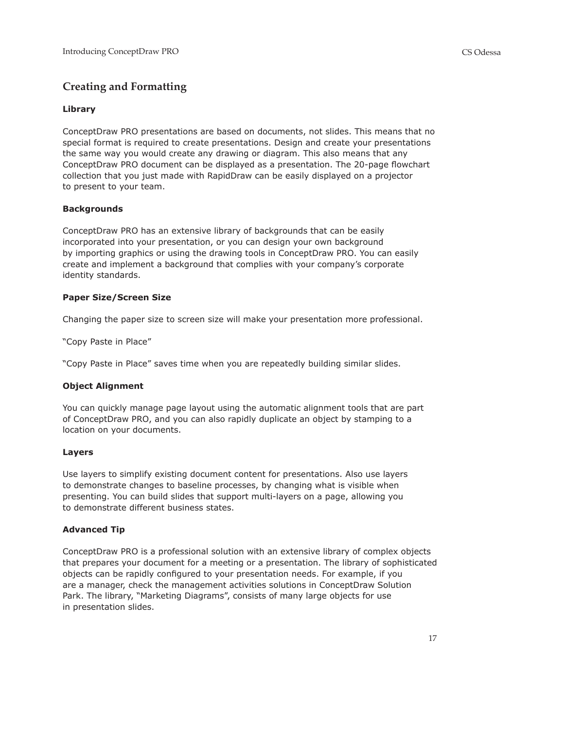## Creating and Formatting

### Library

ConceptDraw PRO presentations are based on documents, not slides. This means that no special format is required to create presentations. Design and create your presentations the same way you would create any drawing or diagram. This also means that any ConceptDraw PRO document can be displayed as a presentation. The 20-page flowchart collection that you just made with RapidDraw can be easily displayed on a projector to present to your team.

### Backgrounds

ConceptDraw PRO has an extensive library of backgrounds that can be easily incorporated into your presentation, or you can design your own background by importing graphics or using the drawing tools in ConceptDraw PRO. You can easily create and implement a background that complies with your company's corporate identity standards.

### Paper Size/Screen Size

Changing the paper size to screen size will make your presentation more professional.

"Copy Paste in Place"

"Copy Paste in Place" saves time when you are repeatedly building similar slides.

### Object Alignment

You can quickly manage page layout using the automatic alignment tools that are part of ConceptDraw PRO, and you can also rapidly duplicate an object by stamping to a location on your documents.

### Layers

Use layers to simplify existing document content for presentations. Also use layers to demonstrate changes to baseline processes, by changing what is visible when presenting. You can build slides that support multi-layers on a page, allowing you to demonstrate different business states.

### Advanced Tip

ConceptDraw PRO is a professional solution with an extensive library of complex objects that prepares your document for a meeting or a presentation. The library of sophisticated objects can be rapidly configured to your presentation needs. For example, if you are a manager, check the management activities solutions in ConceptDraw Solution Park. The library, "Marketing Diagrams", consists of many large objects for use in presentation slides.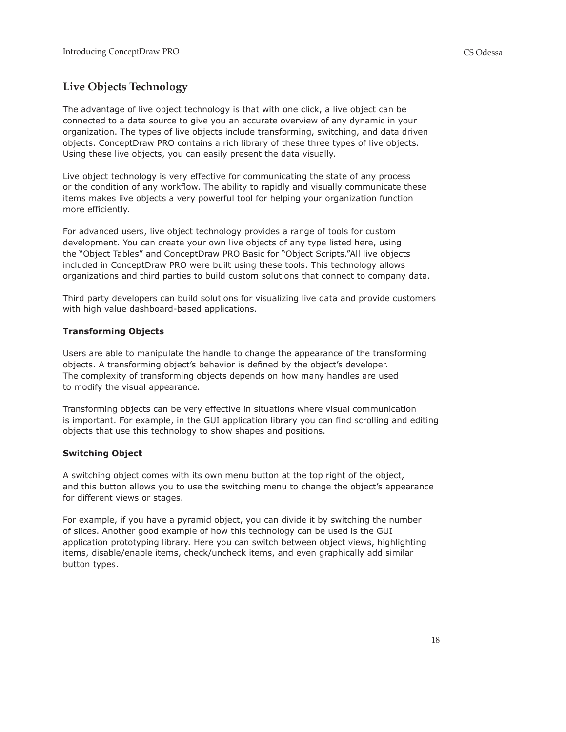## Live Objects Technology

The advantage of live object technology is that with one click, a live object can be connected to a data source to give you an accurate overview of any dynamic in your organization. The types of live objects include transforming, switching, and data driven objects. ConceptDraw PRO contains a rich library of these three types of live objects. Using these live objects, you can easily present the data visually.

Live object technology is very effective for communicating the state of any process or the condition of any workflow. The ability to rapidly and visually communicate these items makes live objects a very powerful tool for helping your organization function more efficiently.

For advanced users, live object technology provides a range of tools for custom development. You can create your own live objects of any type listed here, using the "Object Tables" and ConceptDraw PRO Basic for "Object Scripts."All live objects included in ConceptDraw PRO were built using these tools. This technology allows organizations and third parties to build custom solutions that connect to company data.

Third party developers can build solutions for visualizing live data and provide customers with high value dashboard-based applications.

### Transforming Objects

Users are able to manipulate the handle to change the appearance of the transforming objects. A transforming object's behavior is defined by the object's developer. The complexity of transforming objects depends on how many handles are used to modify the visual appearance.

Transforming objects can be very effective in situations where visual communication is important. For example, in the GUI application library you can find scrolling and editing objects that use this technology to show shapes and positions.

### Switching Object

A switching object comes with its own menu button at the top right of the object, and this button allows you to use the switching menu to change the object's appearance for different views or stages.

For example, if you have a pyramid object, you can divide it by switching the number of slices. Another good example of how this technology can be used is the GUI application prototyping library. Here you can switch between object views, highlighting items, disable/enable items, check/uncheck items, and even graphically add similar button types.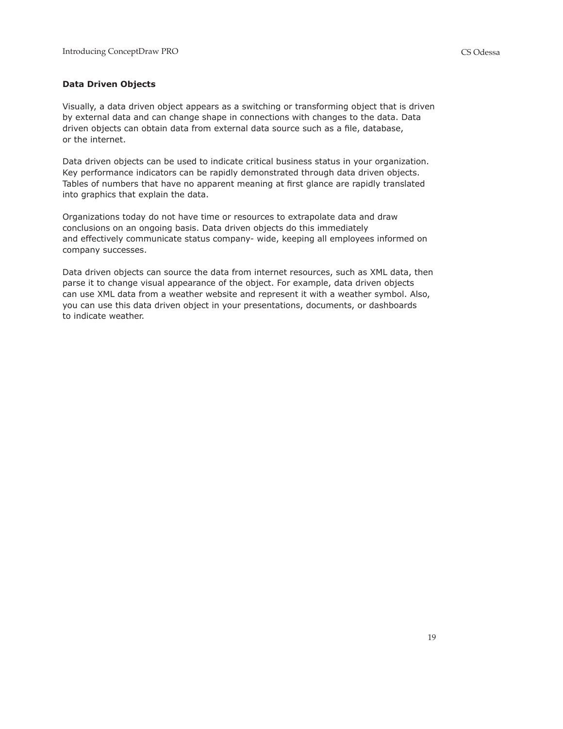### Data Driven Objects

Visually, a data driven object appears as a switching or transforming object that is driven by external data and can change shape in connections with changes to the data. Data driven objects can obtain data from external data source such as a file, database, or the internet.

Data driven objects can be used to indicate critical business status in your organization. Key performance indicators can be rapidly demonstrated through data driven objects. Tables of numbers that have no apparent meaning at first glance are rapidly translated into graphics that explain the data.

Organizations today do not have time or resources to extrapolate data and draw conclusions on an ongoing basis. Data driven objects do this immediately and effectively communicate status company- wide, keeping all employees informed on company successes.

Data driven objects can source the data from internet resources, such as XML data, then parse it to change visual appearance of the object. For example, data driven objects can use XML data from a weather website and represent it with a weather symbol. Also, you can use this data driven object in your presentations, documents, or dashboards to indicate weather.